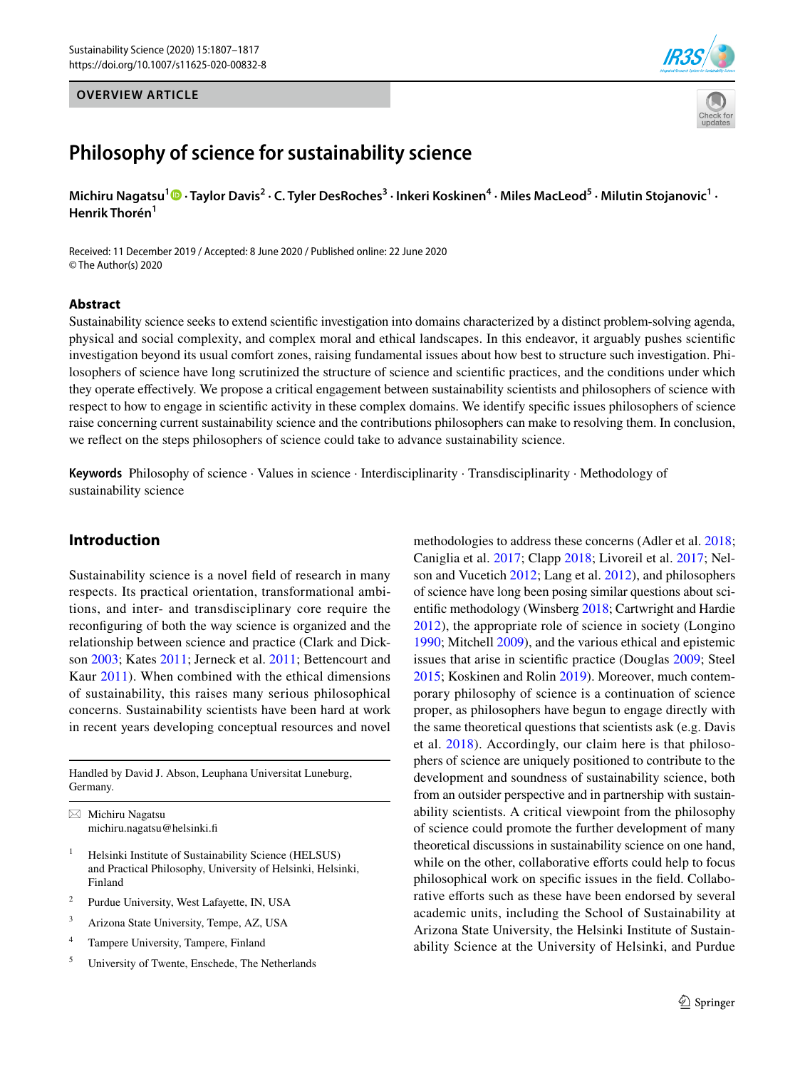OVERVIEW ARTICLE

# Philosophy of science for sustainability science

**Michiru Nagatsu[1] · Taylor Davis[2] · C. Tyler DesRoches[3] · Inkeri Koskinen[4] · Miles MacLeod[5] · Milutin Stojanovic[1] · Henrik Thorén[1]**

Received: 11 December 2019 / Accepted: 8 June 2020 / Published online: 22 June 2020
© The Author(s) 2020

## Abstract

Sustainability science seeks to extend scientific investigation into domains characterized by a distinct problem-solving agenda, physical and social complexity, and complex moral and ethical landscapes. In this endeavor, it arguably pushes scientific investigation beyond its usual comfort zones, raising fundamental issues about how best to structure such investigation. Philosophers of science have long scrutinized the structure of science and scientific practices, and the conditions under which they operate effectively. We propose a critical engagement between sustainability scientists and philosophers of science with respect to how to engage in scientific activity in these complex domains. We identify specific issues philosophers of science raise concerning current sustainability science and the contributions philosophers can make to resolving them. In conclusion, we reflect on the steps philosophers of science could take to advance sustainability science.

**Keywords** Philosophy of science · Values in science · Interdisciplinarity · Transdisciplinarity · Methodology of sustainability science

## Introduction

Sustainability science is a novel field of research in many respects. Its practical orientation, transformational ambitions, and inter- and transdisciplinary core require the reconfiguring of both the way science is organized and the relationship between science and practice (Clark and Dickson 2003; Kates 2011; Jerneck et al. 2011; Bettencourt and Kaur 2011). When combined with the ethical dimensions of sustainability, this raises many serious philosophical concerns. Sustainability scientists have been hard at work in recent years developing conceptual resources and novel methodologies to address these concerns (Adler et al. 2018; Caniglia et al. 2017; Clapp 2018; Livoreil et al. 2017; Nelson and Vucetich 2012; Lang et al. 2012), and philosophers of science have long been posing similar questions about scientific methodology (Winsberg 2018; Cartwright and Hardie 2012), the appropriate role of science in society (Longino 1990; Mitchell 2009), and the various ethical and epistemic issues that arise in scientific practice (Douglas 2009; Steel 2015; Koskinen and Rolin 2019). Moreover, much contemporary philosophy of science is a continuation of science proper, as philosophers have begun to engage directly with the same theoretical questions that scientists ask (e.g. Davis et al. 2018). Accordingly, our claim here is that philosophers of science are uniquely positioned to contribute to the development and soundness of sustainability science, both from an outsider perspective and in partnership with sustainability scientists. A critical viewpoint from the philosophy of science could promote the further development of many theoretical discussions in sustainability science on one hand, while on the other, collaborative efforts could help to focus philosophical work on specific issues in the field. Collaborative efforts such as these have been endorsed by several academic units, including the School of Sustainability at Arizona State University, the Helsinki Institute of Sustainability Science at the University of Helsinki, and Purdue

---

Handled by David J. Abson, Leuphana Universitat Luneburg, Germany.

✉ Michiru Nagatsu
michiru.nagatsu@helsinki.fi

[1] Helsinki Institute of Sustainability Science (HELSUS) and Practical Philosophy, University of Helsinki, Helsinki, Finland

[2] Purdue University, West Lafayette, IN, USA

[3] Arizona State University, Tempe, AZ, USA

[4] Tampere University, Tampere, Finland

[5] University of Twente, Enschede, The Netherlands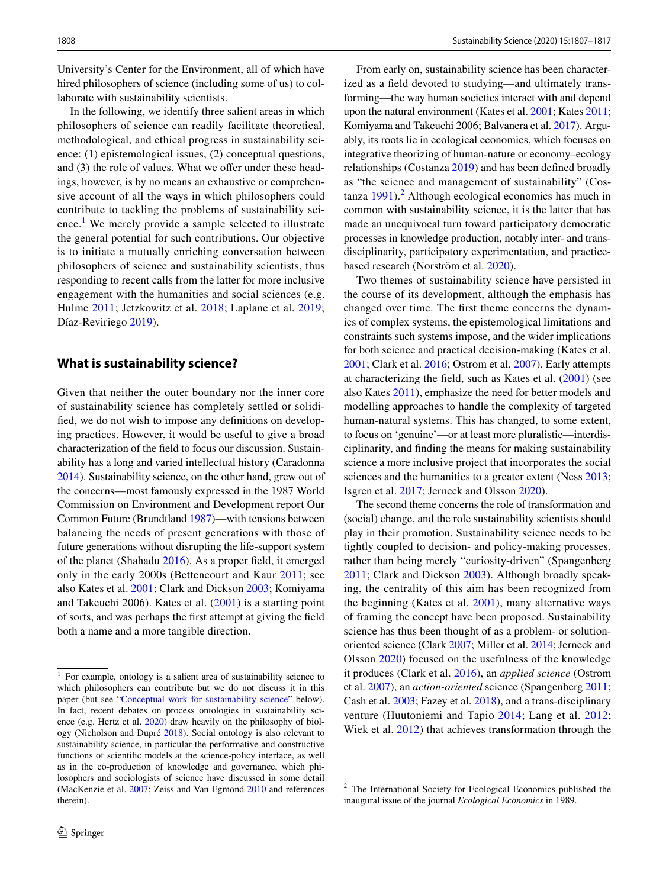University's Center for the Environment, all of which have hired philosophers of science (including some of us) to collaborate with sustainability scientists.

In the following, we identify three salient areas in which philosophers of science can readily facilitate theoretical, methodological, and ethical progress in sustainability science: (1) epistemological issues, (2) conceptual questions, and (3) the role of values. What we offer under these headings, however, is by no means an exhaustive or comprehensive account of all the ways in which philosophers could contribute to tackling the problems of sustainability science.[1] We merely provide a sample selected to illustrate the general potential for such contributions. Our objective is to initiate a mutually enriching conversation between philosophers of science and sustainability scientists, thus responding to recent calls from the latter for more inclusive engagement with the humanities and social sciences (e.g. Hulme 2011; Jetzkowitz et al. 2018; Laplane et al. 2019; Díaz-Reviriego 2019).

## What is sustainability science?

Given that neither the outer boundary nor the inner core of sustainability science has completely settled or solidified, we do not wish to impose any definitions on developing practices. However, it would be useful to give a broad characterization of the field to focus our discussion. Sustainability has a long and varied intellectual history (Caradonna 2014). Sustainability science, on the other hand, grew out of the concerns—most famously expressed in the 1987 World Commission on Environment and Development report Our Common Future (Brundtland 1987)—with tensions between balancing the needs of present generations with those of future generations without disrupting the life-support system of the planet (Shahadu 2016). As a proper field, it emerged only in the early 2000s (Bettencourt and Kaur 2011; see also Kates et al. 2001; Clark and Dickson 2003; Komiyama and Takeuchi 2006). Kates et al. (2001) is a starting point of sorts, and was perhaps the first attempt at giving the field both a name and a more tangible direction.

From early on, sustainability science has been characterized as a field devoted to studying—and ultimately transforming—the way human societies interact with and depend upon the natural environment (Kates et al. 2001; Kates 2011; Komiyama and Takeuchi 2006; Balvanera et al. 2017). Arguably, its roots lie in ecological economics, which focuses on integrative theorizing of human-nature or economy–ecology relationships (Costanza 2019) and has been defined broadly as "the science and management of sustainability" (Costanza 1991).[2] Although ecological economics has much in common with sustainability science, it is the latter that has made an unequivocal turn toward participatory democratic processes in knowledge production, notably inter- and transdisciplinarity, participatory experimentation, and practice-based research (Norström et al. 2020).

Two themes of sustainability science have persisted in the course of its development, although the emphasis has changed over time. The first theme concerns the dynamics of complex systems, the epistemological limitations and constraints such systems impose, and the wider implications for both science and practical decision-making (Kates et al. 2001; Clark et al. 2016; Ostrom et al. 2007). Early attempts at characterizing the field, such as Kates et al. (2001) (see also Kates 2011), emphasize the need for better models and modelling approaches to handle the complexity of targeted human-natural systems. This has changed, to some extent, to focus on 'genuine'—or at least more pluralistic—interdisciplinarity, and finding the means for making sustainability science a more inclusive project that incorporates the social sciences and the humanities to a greater extent (Ness 2013; Isgren et al. 2017; Jerneck and Olsson 2020).

The second theme concerns the role of transformation and (social) change, and the role sustainability scientists should play in their promotion. Sustainability science needs to be tightly coupled to decision- and policy-making processes, rather than being merely "curiosity-driven" (Spangenberg 2011; Clark and Dickson 2003). Although broadly speaking, the centrality of this aim has been recognized from the beginning (Kates et al. 2001), many alternative ways of framing the concept have been proposed. Sustainability science has thus been thought of as a problem- or solution-oriented science (Clark 2007; Miller et al. 2014; Jerneck and Olsson 2020) focused on the usefulness of the knowledge it produces (Clark et al. 2016), an *applied science* (Ostrom et al. 2007), an *action-oriented* science (Spangenberg 2011; Cash et al. 2003; Fazey et al. 2018), and a trans-disciplinary venture (Huutoniemi and Tapio 2014; Lang et al. 2012; Wiek et al. 2012) that achieves transformation through the

[1] For example, ontology is a salient area of sustainability science to which philosophers can contribute but we do not discuss it in this paper (but see "Conceptual work for sustainability science" below). In fact, recent debates on process ontologies in sustainability science (e.g. Hertz et al. 2020) draw heavily on the philosophy of biology (Nicholson and Dupré 2018). Social ontology is also relevant to sustainability science, in particular the performative and constructive functions of scientific models at the science-policy interface, as well as in the co-production of knowledge and governance, which philosophers and sociologists of science have discussed in some detail (MacKenzie et al. 2007; Zeiss and Van Egmond 2010 and references therein).

[2] The International Society for Ecological Economics published the inaugural issue of the journal *Ecological Economics* in 1989.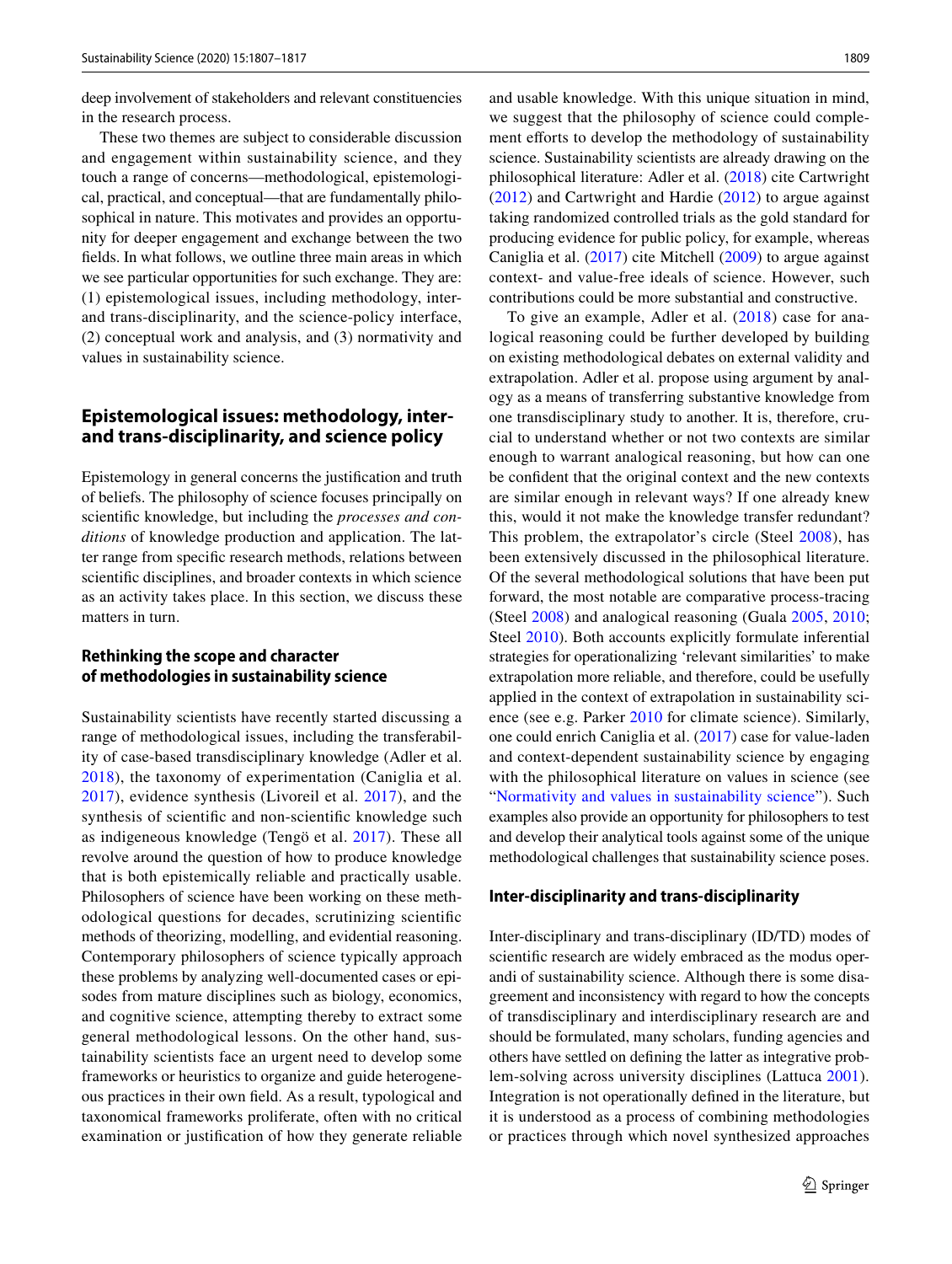deep involvement of stakeholders and relevant constituencies in the research process.

These two themes are subject to considerable discussion and engagement within sustainability science, and they touch a range of concerns—methodological, epistemological, practical, and conceptual—that are fundamentally philosophical in nature. This motivates and provides an opportunity for deeper engagement and exchange between the two fields. In what follows, we outline three main areas in which we see particular opportunities for such exchange. They are: (1) epistemological issues, including methodology, inter- and trans-disciplinarity, and the science-policy interface, (2) conceptual work and analysis, and (3) normativity and values in sustainability science.

## Epistemological issues: methodology, inter- and trans-disciplinarity, and science policy

Epistemology in general concerns the justification and truth of beliefs. The philosophy of science focuses principally on scientific knowledge, but including the *processes and conditions* of knowledge production and application. The latter range from specific research methods, relations between scientific disciplines, and broader contexts in which science as an activity takes place. In this section, we discuss these matters in turn.

### Rethinking the scope and character of methodologies in sustainability science

Sustainability scientists have recently started discussing a range of methodological issues, including the transferability of case-based transdisciplinary knowledge (Adler et al. 2018), the taxonomy of experimentation (Caniglia et al. 2017), evidence synthesis (Livoreil et al. 2017), and the synthesis of scientific and non-scientific knowledge such as indigeneous knowledge (Tengö et al. 2017). These all revolve around the question of how to produce knowledge that is both epistemically reliable and practically usable. Philosophers of science have been working on these methodological questions for decades, scrutinizing scientific methods of theorizing, modelling, and evidential reasoning. Contemporary philosophers of science typically approach these problems by analyzing well-documented cases or episodes from mature disciplines such as biology, economics, and cognitive science, attempting thereby to extract some general methodological lessons. On the other hand, sustainability scientists face an urgent need to develop some frameworks or heuristics to organize and guide heterogeneous practices in their own field. As a result, typological and taxonomical frameworks proliferate, often with no critical examination or justification of how they generate reliable and usable knowledge. With this unique situation in mind, we suggest that the philosophy of science could complement efforts to develop the methodology of sustainability science. Sustainability scientists are already drawing on the philosophical literature: Adler et al. (2018) cite Cartwright (2012) and Cartwright and Hardie (2012) to argue against taking randomized controlled trials as the gold standard for producing evidence for public policy, for example, whereas Caniglia et al. (2017) cite Mitchell (2009) to argue against context- and value-free ideals of science. However, such contributions could be more substantial and constructive.

To give an example, Adler et al. (2018) case for analogical reasoning could be further developed by building on existing methodological debates on external validity and extrapolation. Adler et al. propose using argument by analogy as a means of transferring substantive knowledge from one transdisciplinary study to another. It is, therefore, crucial to understand whether or not two contexts are similar enough to warrant analogical reasoning, but how can one be confident that the original context and the new contexts are similar enough in relevant ways? If one already knew this, would it not make the knowledge transfer redundant? This problem, the extrapolator's circle (Steel 2008), has been extensively discussed in the philosophical literature. Of the several methodological solutions that have been put forward, the most notable are comparative process-tracing (Steel 2008) and analogical reasoning (Guala 2005, 2010; Steel 2010). Both accounts explicitly formulate inferential strategies for operationalizing 'relevant similarities' to make extrapolation more reliable, and therefore, could be usefully applied in the context of extrapolation in sustainability science (see e.g. Parker 2010 for climate science). Similarly, one could enrich Caniglia et al. (2017) case for value-laden and context-dependent sustainability science by engaging with the philosophical literature on values in science (see "Normativity and values in sustainability science"). Such examples also provide an opportunity for philosophers to test and develop their analytical tools against some of the unique methodological challenges that sustainability science poses.

### Inter-disciplinarity and trans-disciplinarity

Inter-disciplinary and trans-disciplinary (ID/TD) modes of scientific research are widely embraced as the modus operandi of sustainability science. Although there is some disagreement and inconsistency with regard to how the concepts of transdisciplinary and interdisciplinary research are and should be formulated, many scholars, funding agencies and others have settled on defining the latter as integrative problem-solving across university disciplines (Lattuca 2001). Integration is not operationally defined in the literature, but it is understood as a process of combining methodologies or practices through which novel synthesized approaches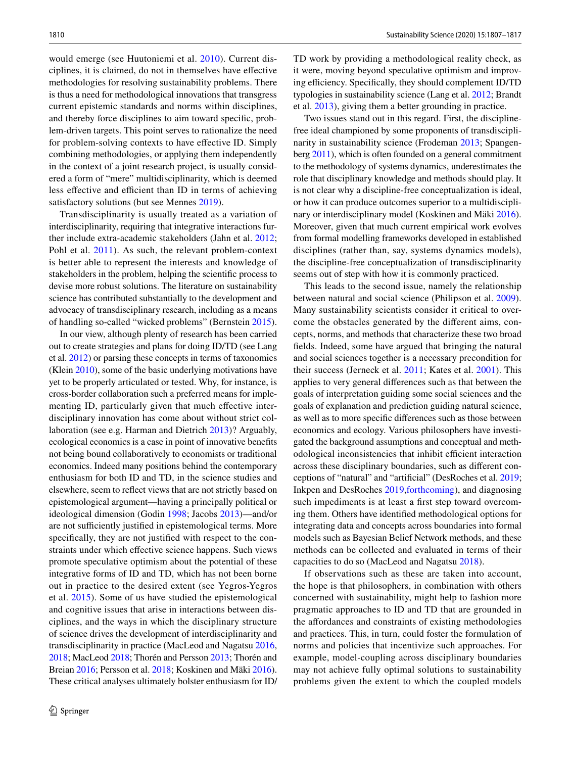would emerge (see Huutoniemi et al. 2010). Current disciplines, it is claimed, do not in themselves have effective methodologies for resolving sustainability problems. There is thus a need for methodological innovations that transgress current epistemic standards and norms within disciplines, and thereby force disciplines to aim toward specific, problem-driven targets. This point serves to rationalize the need for problem-solving contexts to have effective ID. Simply combining methodologies, or applying them independently in the context of a joint research project, is usually considered a form of "mere" multidisciplinarity, which is deemed less effective and efficient than ID in terms of achieving satisfactory solutions (but see Mennes 2019).

Transdisciplinarity is usually treated as a variation of interdisciplinarity, requiring that integrative interactions further include extra-academic stakeholders (Jahn et al. 2012; Pohl et al. 2011). As such, the relevant problem-context is better able to represent the interests and knowledge of stakeholders in the problem, helping the scientific process to devise more robust solutions. The literature on sustainability science has contributed substantially to the development and advocacy of transdisciplinary research, including as a means of handling so-called "wicked problems" (Bernstein 2015).

In our view, although plenty of research has been carried out to create strategies and plans for doing ID/TD (see Lang et al. 2012) or parsing these concepts in terms of taxonomies (Klein 2010), some of the basic underlying motivations have yet to be properly articulated or tested. Why, for instance, is cross-border collaboration such a preferred means for implementing ID, particularly given that much effective interdisciplinary innovation has come about without strict collaboration (see e.g. Harman and Dietrich 2013)? Arguably, ecological economics is a case in point of innovative benefits not being bound collaboratively to economists or traditional economics. Indeed many positions behind the contemporary enthusiasm for both ID and TD, in the science studies and elsewhere, seem to reflect views that are not strictly based on epistemological argument—having a principally political or ideological dimension (Godin 1998; Jacobs 2013)—and/or are not sufficiently justified in epistemological terms. More specifically, they are not justified with respect to the constraints under which effective science happens. Such views promote speculative optimism about the potential of these integrative forms of ID and TD, which has not been borne out in practice to the desired extent (see Yegros-Yegros et al. 2015). Some of us have studied the epistemological and cognitive issues that arise in interactions between disciplines, and the ways in which the disciplinary structure of science drives the development of interdisciplinarity and transdisciplinarity in practice (MacLeod and Nagatsu 2016, 2018; MacLeod 2018; Thorén and Persson 2013; Thorén and Breian 2016; Persson et al. 2018; Koskinen and Mäki 2016). These critical analyses ultimately bolster enthusiasm for ID/TD work by providing a methodological reality check, as it were, moving beyond speculative optimism and improving efficiency. Specifically, they should complement ID/TD typologies in sustainability science (Lang et al. 2012; Brandt et al. 2013), giving them a better grounding in practice.

Two issues stand out in this regard. First, the discipline-free ideal championed by some proponents of transdisciplinarity in sustainability science (Frodeman 2013; Spangenberg 2011), which is often founded on a general commitment to the methodology of systems dynamics, underestimates the role that disciplinary knowledge and methods should play. It is not clear why a discipline-free conceptualization is ideal, or how it can produce outcomes superior to a multidisciplinary or interdisciplinary model (Koskinen and Mäki 2016). Moreover, given that much current empirical work evolves from formal modelling frameworks developed in established disciplines (rather than, say, systems dynamics models), the discipline-free conceptualization of transdisciplinarity seems out of step with how it is commonly practiced.

This leads to the second issue, namely the relationship between natural and social science (Philipson et al. 2009). Many sustainability scientists consider it critical to overcome the obstacles generated by the different aims, concepts, norms, and methods that characterize these two broad fields. Indeed, some have argued that bringing the natural and social sciences together is a necessary precondition for their success (Jerneck et al. 2011; Kates et al. 2001). This applies to very general differences such as that between the goals of interpretation guiding some social sciences and the goals of explanation and prediction guiding natural science, as well as to more specific differences such as those between economics and ecology. Various philosophers have investigated the background assumptions and conceptual and methodological inconsistencies that inhibit efficient interaction across these disciplinary boundaries, such as different conceptions of "natural" and "artificial" (DesRoches et al. 2019; Inkpen and DesRoches 2019,forthcoming), and diagnosing such impediments is at least a first step toward overcoming them. Others have identified methodological options for integrating data and concepts across boundaries into formal models such as Bayesian Belief Network methods, and these methods can be collected and evaluated in terms of their capacities to do so (MacLeod and Nagatsu 2018).

If observations such as these are taken into account, the hope is that philosophers, in combination with others concerned with sustainability, might help to fashion more pragmatic approaches to ID and TD that are grounded in the affordances and constraints of existing methodologies and practices. This, in turn, could foster the formulation of norms and policies that incentivize such approaches. For example, model-coupling across disciplinary boundaries may not achieve fully optimal solutions to sustainability problems given the extent to which the coupled models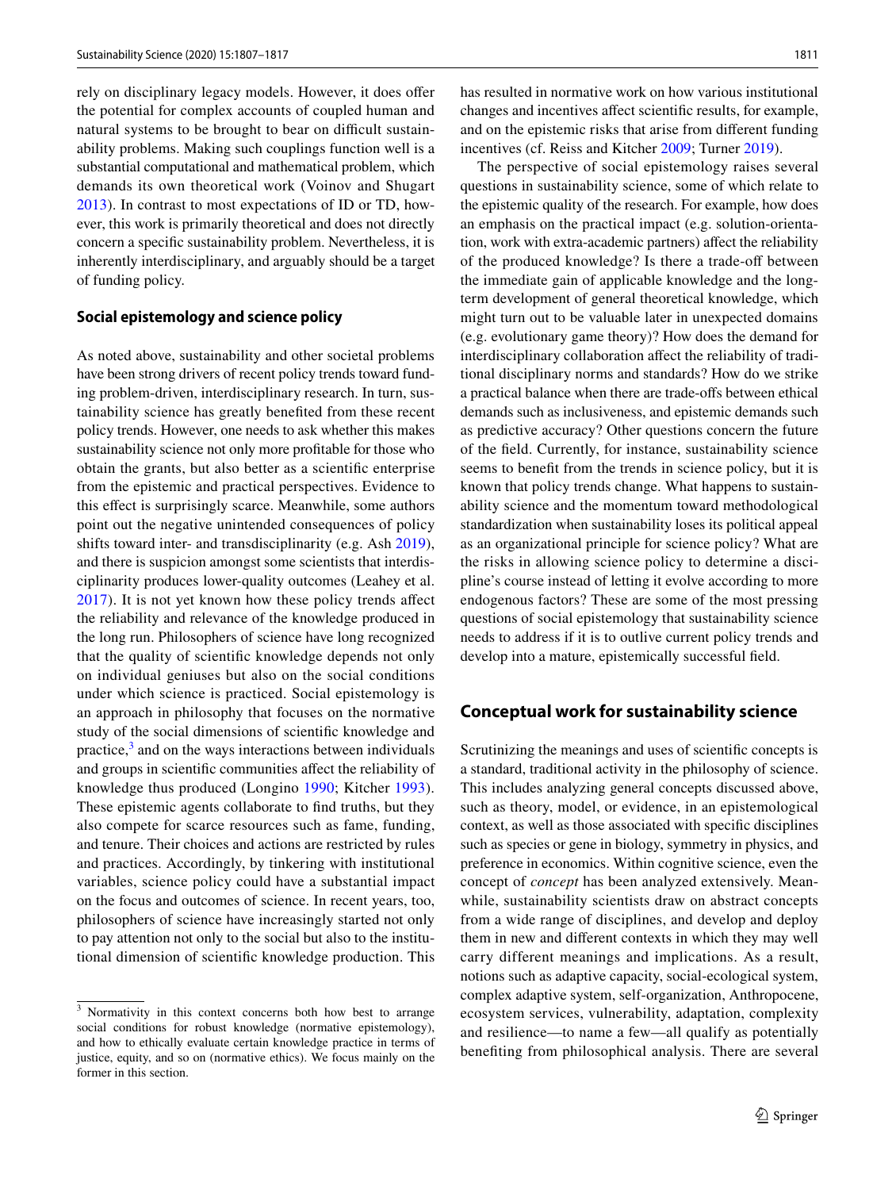rely on disciplinary legacy models. However, it does offer the potential for complex accounts of coupled human and natural systems to be brought to bear on difficult sustainability problems. Making such couplings function well is a substantial computational and mathematical problem, which demands its own theoretical work (Voinov and Shugart 2013). In contrast to most expectations of ID or TD, however, this work is primarily theoretical and does not directly concern a specific sustainability problem. Nevertheless, it is inherently interdisciplinary, and arguably should be a target of funding policy.

### Social epistemology and science policy

As noted above, sustainability and other societal problems have been strong drivers of recent policy trends toward funding problem-driven, interdisciplinary research. In turn, sustainability science has greatly benefited from these recent policy trends. However, one needs to ask whether this makes sustainability science not only more profitable for those who obtain the grants, but also better as a scientific enterprise from the epistemic and practical perspectives. Evidence to this effect is surprisingly scarce. Meanwhile, some authors point out the negative unintended consequences of policy shifts toward inter- and transdisciplinarity (e.g. Ash 2019), and there is suspicion amongst some scientists that interdisciplinarity produces lower-quality outcomes (Leahey et al. 2017). It is not yet known how these policy trends affect the reliability and relevance of the knowledge produced in the long run. Philosophers of science have long recognized that the quality of scientific knowledge depends not only on individual geniuses but also on the social conditions under which science is practiced. Social epistemology is an approach in philosophy that focuses on the normative study of the social dimensions of scientific knowledge and practice,[3] and on the ways interactions between individuals and groups in scientific communities affect the reliability of knowledge thus produced (Longino 1990; Kitcher 1993). These epistemic agents collaborate to find truths, but they also compete for scarce resources such as fame, funding, and tenure. Their choices and actions are restricted by rules and practices. Accordingly, by tinkering with institutional variables, science policy could have a substantial impact on the focus and outcomes of science. In recent years, too, philosophers of science have increasingly started not only to pay attention not only to the social but also to the institutional dimension of scientific knowledge production. This has resulted in normative work on how various institutional changes and incentives affect scientific results, for example, and on the epistemic risks that arise from different funding incentives (cf. Reiss and Kitcher 2009; Turner 2019).

The perspective of social epistemology raises several questions in sustainability science, some of which relate to the epistemic quality of the research. For example, how does an emphasis on the practical impact (e.g. solution-orientation, work with extra-academic partners) affect the reliability of the produced knowledge? Is there a trade-off between the immediate gain of applicable knowledge and the long-term development of general theoretical knowledge, which might turn out to be valuable later in unexpected domains (e.g. evolutionary game theory)? How does the demand for interdisciplinary collaboration affect the reliability of traditional disciplinary norms and standards? How do we strike a practical balance when there are trade-offs between ethical demands such as inclusiveness, and epistemic demands such as predictive accuracy? Other questions concern the future of the field. Currently, for instance, sustainability science seems to benefit from the trends in science policy, but it is known that policy trends change. What happens to sustainability science and the momentum toward methodological standardization when sustainability loses its political appeal as an organizational principle for science policy? What are the risks in allowing science policy to determine a discipline's course instead of letting it evolve according to more endogenous factors? These are some of the most pressing questions of social epistemology that sustainability science needs to address if it is to outlive current policy trends and develop into a mature, epistemically successful field.

## Conceptual work for sustainability science

Scrutinizing the meanings and uses of scientific concepts is a standard, traditional activity in the philosophy of science. This includes analyzing general concepts discussed above, such as theory, model, or evidence, in an epistemological context, as well as those associated with specific disciplines such as species or gene in biology, symmetry in physics, and preference in economics. Within cognitive science, even the concept of *concept* has been analyzed extensively. Meanwhile, sustainability scientists draw on abstract concepts from a wide range of disciplines, and develop and deploy them in new and different contexts in which they may well carry different meanings and implications. As a result, notions such as adaptive capacity, social-ecological system, complex adaptive system, self-organization, Anthropocene, ecosystem services, vulnerability, adaptation, complexity and resilience—to name a few—all qualify as potentially benefiting from philosophical analysis. There are several

[3] Normativity in this context concerns both how best to arrange social conditions for robust knowledge (normative epistemology), and how to ethically evaluate certain knowledge practice in terms of justice, equity, and so on (normative ethics). We focus mainly on the former in this section.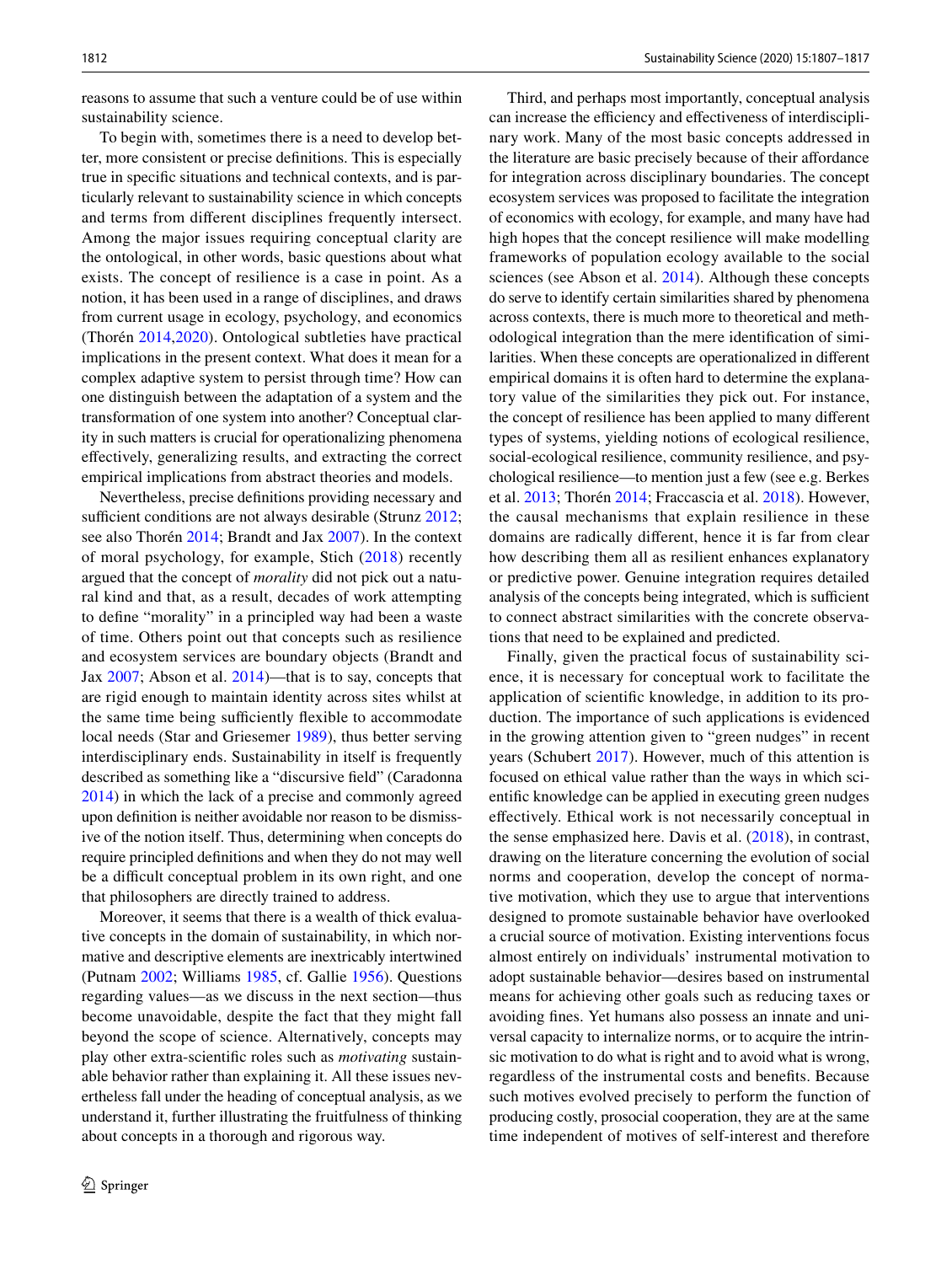reasons to assume that such a venture could be of use within sustainability science.

To begin with, sometimes there is a need to develop better, more consistent or precise definitions. This is especially true in specific situations and technical contexts, and is particularly relevant to sustainability science in which concepts and terms from different disciplines frequently intersect. Among the major issues requiring conceptual clarity are the ontological, in other words, basic questions about what exists. The concept of resilience is a case in point. As a notion, it has been used in a range of disciplines, and draws from current usage in ecology, psychology, and economics (Thorén 2014,2020). Ontological subtleties have practical implications in the present context. What does it mean for a complex adaptive system to persist through time? How can one distinguish between the adaptation of a system and the transformation of one system into another? Conceptual clarity in such matters is crucial for operationalizing phenomena effectively, generalizing results, and extracting the correct empirical implications from abstract theories and models.

Nevertheless, precise definitions providing necessary and sufficient conditions are not always desirable (Strunz 2012; see also Thorén 2014; Brandt and Jax 2007). In the context of moral psychology, for example, Stich (2018) recently argued that the concept of *morality* did not pick out a natural kind and that, as a result, decades of work attempting to define "morality" in a principled way had been a waste of time. Others point out that concepts such as resilience and ecosystem services are boundary objects (Brandt and Jax 2007; Abson et al. 2014)—that is to say, concepts that are rigid enough to maintain identity across sites whilst at the same time being sufficiently flexible to accommodate local needs (Star and Griesemer 1989), thus better serving interdisciplinary ends. Sustainability in itself is frequently described as something like a "discursive field" (Caradonna 2014) in which the lack of a precise and commonly agreed upon definition is neither avoidable nor reason to be dismissive of the notion itself. Thus, determining when concepts do require principled definitions and when they do not may well be a difficult conceptual problem in its own right, and one that philosophers are directly trained to address.

Moreover, it seems that there is a wealth of thick evaluative concepts in the domain of sustainability, in which normative and descriptive elements are inextricably intertwined (Putnam 2002; Williams 1985, cf. Gallie 1956). Questions regarding values—as we discuss in the next section—thus become unavoidable, despite the fact that they might fall beyond the scope of science. Alternatively, concepts may play other extra-scientific roles such as *motivating* sustainable behavior rather than explaining it. All these issues nevertheless fall under the heading of conceptual analysis, as we understand it, further illustrating the fruitfulness of thinking about concepts in a thorough and rigorous way.

Third, and perhaps most importantly, conceptual analysis can increase the efficiency and effectiveness of interdisciplinary work. Many of the most basic concepts addressed in the literature are basic precisely because of their affordance for integration across disciplinary boundaries. The concept ecosystem services was proposed to facilitate the integration of economics with ecology, for example, and many have had high hopes that the concept resilience will make modelling frameworks of population ecology available to the social sciences (see Abson et al. 2014). Although these concepts do serve to identify certain similarities shared by phenomena across contexts, there is much more to theoretical and methodological integration than the mere identification of similarities. When these concepts are operationalized in different empirical domains it is often hard to determine the explanatory value of the similarities they pick out. For instance, the concept of resilience has been applied to many different types of systems, yielding notions of ecological resilience, social-ecological resilience, community resilience, and psychological resilience—to mention just a few (see e.g. Berkes et al. 2013; Thorén 2014; Fraccascia et al. 2018). However, the causal mechanisms that explain resilience in these domains are radically different, hence it is far from clear how describing them all as resilient enhances explanatory or predictive power. Genuine integration requires detailed analysis of the concepts being integrated, which is sufficient to connect abstract similarities with the concrete observations that need to be explained and predicted.

Finally, given the practical focus of sustainability science, it is necessary for conceptual work to facilitate the application of scientific knowledge, in addition to its production. The importance of such applications is evidenced in the growing attention given to "green nudges" in recent years (Schubert 2017). However, much of this attention is focused on ethical value rather than the ways in which scientific knowledge can be applied in executing green nudges effectively. Ethical work is not necessarily conceptual in the sense emphasized here. Davis et al. (2018), in contrast, drawing on the literature concerning the evolution of social norms and cooperation, develop the concept of normative motivation, which they use to argue that interventions designed to promote sustainable behavior have overlooked a crucial source of motivation. Existing interventions focus almost entirely on individuals' instrumental motivation to adopt sustainable behavior—desires based on instrumental means for achieving other goals such as reducing taxes or avoiding fines. Yet humans also possess an innate and universal capacity to internalize norms, or to acquire the intrinsic motivation to do what is right and to avoid what is wrong, regardless of the instrumental costs and benefits. Because such motives evolved precisely to perform the function of producing costly, prosocial cooperation, they are at the same time independent of motives of self-interest and therefore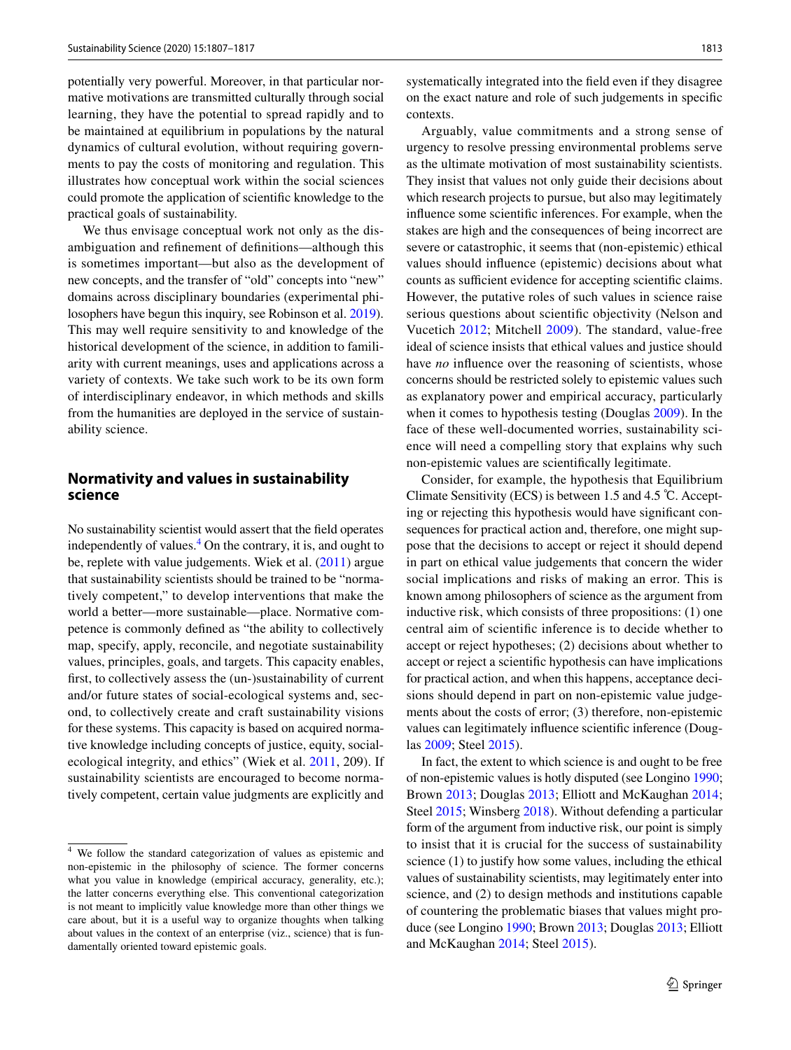potentially very powerful. Moreover, in that particular normative motivations are transmitted culturally through social learning, they have the potential to spread rapidly and to be maintained at equilibrium in populations by the natural dynamics of cultural evolution, without requiring governments to pay the costs of monitoring and regulation. This illustrates how conceptual work within the social sciences could promote the application of scientific knowledge to the practical goals of sustainability.

We thus envisage conceptual work not only as the disambiguation and refinement of definitions—although this is sometimes important—but also as the development of new concepts, and the transfer of "old" concepts into "new" domains across disciplinary boundaries (experimental philosophers have begun this inquiry, see Robinson et al. 2019). This may well require sensitivity to and knowledge of the historical development of the science, in addition to familiarity with current meanings, uses and applications across a variety of contexts. We take such work to be its own form of interdisciplinary endeavor, in which methods and skills from the humanities are deployed in the service of sustainability science.

## Normativity and values in sustainability science

No sustainability scientist would assert that the field operates independently of values.[4] On the contrary, it is, and ought to be, replete with value judgements. Wiek et al. (2011) argue that sustainability scientists should be trained to be "normatively competent," to develop interventions that make the world a better—more sustainable—place. Normative competence is commonly defined as "the ability to collectively map, specify, apply, reconcile, and negotiate sustainability values, principles, goals, and targets. This capacity enables, first, to collectively assess the (un-)sustainability of current and/or future states of social-ecological systems and, second, to collectively create and craft sustainability visions for these systems. This capacity is based on acquired normative knowledge including concepts of justice, equity, social-ecological integrity, and ethics" (Wiek et al. 2011, 209). If sustainability scientists are encouraged to become normatively competent, certain value judgments are explicitly and systematically integrated into the field even if they disagree on the exact nature and role of such judgements in specific contexts.

Arguably, value commitments and a strong sense of urgency to resolve pressing environmental problems serve as the ultimate motivation of most sustainability scientists. They insist that values not only guide their decisions about which research projects to pursue, but also may legitimately influence some scientific inferences. For example, when the stakes are high and the consequences of being incorrect are severe or catastrophic, it seems that (non-epistemic) ethical values should influence (epistemic) decisions about what counts as sufficient evidence for accepting scientific claims. However, the putative roles of such values in science raise serious questions about scientific objectivity (Nelson and Vucetich 2012; Mitchell 2009). The standard, value-free ideal of science insists that ethical values and justice should have *no* influence over the reasoning of scientists, whose concerns should be restricted solely to epistemic values such as explanatory power and empirical accuracy, particularly when it comes to hypothesis testing (Douglas 2009). In the face of these well-documented worries, sustainability science will need a compelling story that explains why such non-epistemic values are scientifically legitimate.

Consider, for example, the hypothesis that Equilibrium Climate Sensitivity (ECS) is between 1.5 and 4.5 ℃. Accepting or rejecting this hypothesis would have significant consequences for practical action and, therefore, one might suppose that the decisions to accept or reject it should depend in part on ethical value judgements that concern the wider social implications and risks of making an error. This is known among philosophers of science as the argument from inductive risk, which consists of three propositions: (1) one central aim of scientific inference is to decide whether to accept or reject hypotheses; (2) decisions about whether to accept or reject a scientific hypothesis can have implications for practical action, and when this happens, acceptance decisions should depend in part on non-epistemic value judgements about the costs of error; (3) therefore, non-epistemic values can legitimately influence scientific inference (Douglas 2009; Steel 2015).

In fact, the extent to which science is and ought to be free of non-epistemic values is hotly disputed (see Longino 1990; Brown 2013; Douglas 2013; Elliott and McKaughan 2014; Steel 2015; Winsberg 2018). Without defending a particular form of the argument from inductive risk, our point is simply to insist that it is crucial for the success of sustainability science (1) to justify how some values, including the ethical values of sustainability scientists, may legitimately enter into science, and (2) to design methods and institutions capable of countering the problematic biases that values might produce (see Longino 1990; Brown 2013; Douglas 2013; Elliott and McKaughan 2014; Steel 2015).

---

[4] We follow the standard categorization of values as epistemic and non-epistemic in the philosophy of science. The former concerns what you value in knowledge (empirical accuracy, generality, etc.); the latter concerns everything else. This conventional categorization is not meant to implicitly value knowledge more than other things we care about, but it is a useful way to organize thoughts when talking about values in the context of an enterprise (viz., science) that is fundamentally oriented toward epistemic goals.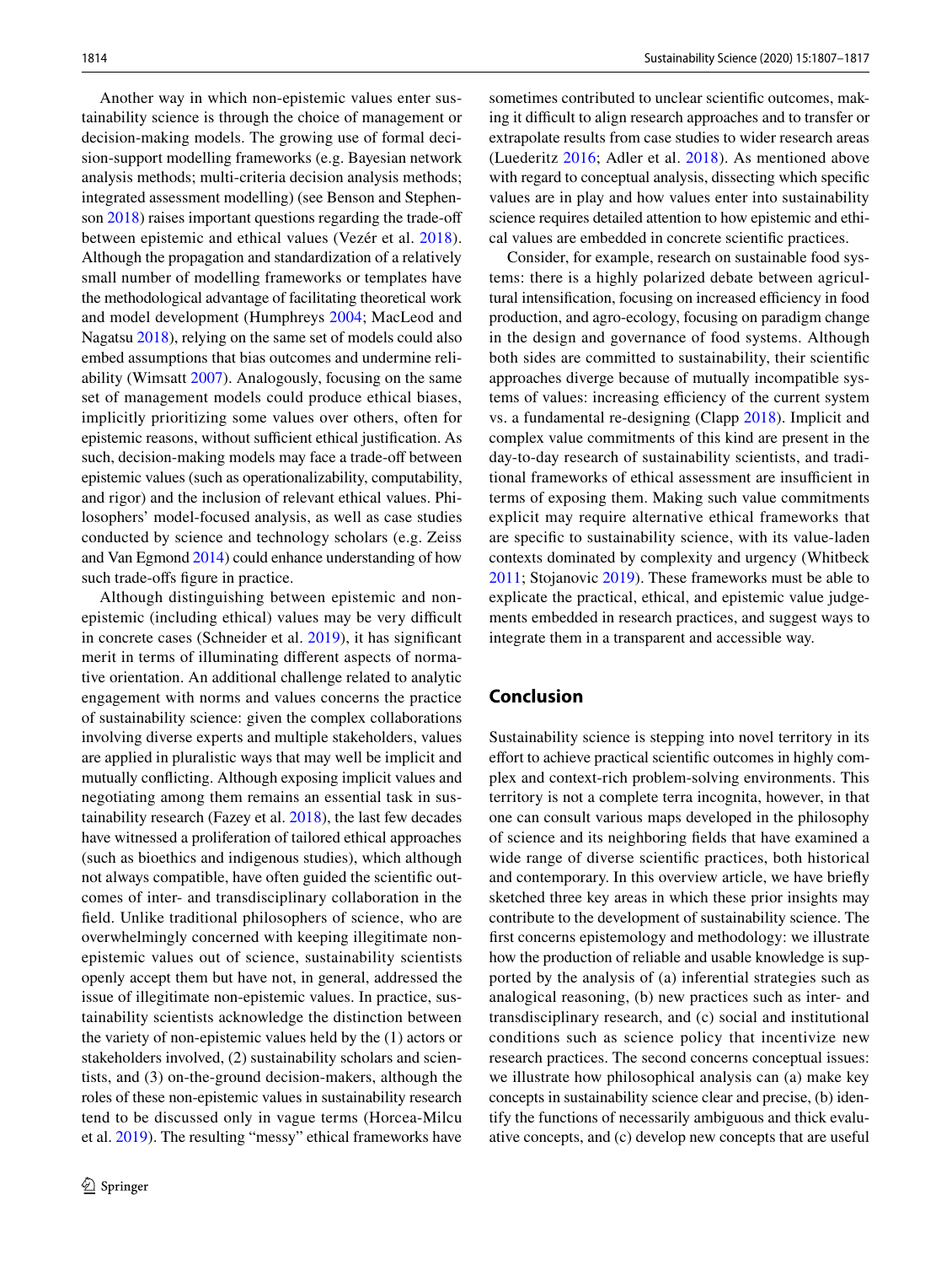Another way in which non-epistemic values enter sustainability science is through the choice of management or decision-making models. The growing use of formal decision-support modelling frameworks (e.g. Bayesian network analysis methods; multi-criteria decision analysis methods; integrated assessment modelling) (see Benson and Stephenson 2018) raises important questions regarding the trade-off between epistemic and ethical values (Vezér et al. 2018). Although the propagation and standardization of a relatively small number of modelling frameworks or templates have the methodological advantage of facilitating theoretical work and model development (Humphreys 2004; MacLeod and Nagatsu 2018), relying on the same set of models could also embed assumptions that bias outcomes and undermine reliability (Wimsatt 2007). Analogously, focusing on the same set of management models could produce ethical biases, implicitly prioritizing some values over others, often for epistemic reasons, without sufficient ethical justification. As such, decision-making models may face a trade-off between epistemic values (such as operationalizability, computability, and rigor) and the inclusion of relevant ethical values. Philosophers' model-focused analysis, as well as case studies conducted by science and technology scholars (e.g. Zeiss and Van Egmond 2014) could enhance understanding of how such trade-offs figure in practice.

Although distinguishing between epistemic and non-epistemic (including ethical) values may be very difficult in concrete cases (Schneider et al. 2019), it has significant merit in terms of illuminating different aspects of normative orientation. An additional challenge related to analytic engagement with norms and values concerns the practice of sustainability science: given the complex collaborations involving diverse experts and multiple stakeholders, values are applied in pluralistic ways that may well be implicit and mutually conflicting. Although exposing implicit values and negotiating among them remains an essential task in sustainability research (Fazey et al. 2018), the last few decades have witnessed a proliferation of tailored ethical approaches (such as bioethics and indigenous studies), which although not always compatible, have often guided the scientific outcomes of inter- and transdisciplinary collaboration in the field. Unlike traditional philosophers of science, who are overwhelmingly concerned with keeping illegitimate non-epistemic values out of science, sustainability scientists openly accept them but have not, in general, addressed the issue of illegitimate non-epistemic values. In practice, sustainability scientists acknowledge the distinction between the variety of non-epistemic values held by the (1) actors or stakeholders involved, (2) sustainability scholars and scientists, and (3) on-the-ground decision-makers, although the roles of these non-epistemic values in sustainability research tend to be discussed only in vague terms (Horcea-Milcu et al. 2019). The resulting "messy" ethical frameworks have sometimes contributed to unclear scientific outcomes, making it difficult to align research approaches and to transfer or extrapolate results from case studies to wider research areas (Luederitz 2016; Adler et al. 2018). As mentioned above with regard to conceptual analysis, dissecting which specific values are in play and how values enter into sustainability science requires detailed attention to how epistemic and ethical values are embedded in concrete scientific practices.

Consider, for example, research on sustainable food systems: there is a highly polarized debate between agricultural intensification, focusing on increased efficiency in food production, and agro-ecology, focusing on paradigm change in the design and governance of food systems. Although both sides are committed to sustainability, their scientific approaches diverge because of mutually incompatible systems of values: increasing efficiency of the current system vs. a fundamental re-designing (Clapp 2018). Implicit and complex value commitments of this kind are present in the day-to-day research of sustainability scientists, and traditional frameworks of ethical assessment are insufficient in terms of exposing them. Making such value commitments explicit may require alternative ethical frameworks that are specific to sustainability science, with its value-laden contexts dominated by complexity and urgency (Whitbeck 2011; Stojanovic 2019). These frameworks must be able to explicate the practical, ethical, and epistemic value judgements embedded in research practices, and suggest ways to integrate them in a transparent and accessible way.

## Conclusion

Sustainability science is stepping into novel territory in its effort to achieve practical scientific outcomes in highly complex and context-rich problem-solving environments. This territory is not a complete terra incognita, however, in that one can consult various maps developed in the philosophy of science and its neighboring fields that have examined a wide range of diverse scientific practices, both historical and contemporary. In this overview article, we have briefly sketched three key areas in which these prior insights may contribute to the development of sustainability science. The first concerns epistemology and methodology: we illustrate how the production of reliable and usable knowledge is supported by the analysis of (a) inferential strategies such as analogical reasoning, (b) new practices such as inter- and transdisciplinary research, and (c) social and institutional conditions such as science policy that incentivize new research practices. The second concerns conceptual issues: we illustrate how philosophical analysis can (a) make key concepts in sustainability science clear and precise, (b) identify the functions of necessarily ambiguous and thick evaluative concepts, and (c) develop new concepts that are useful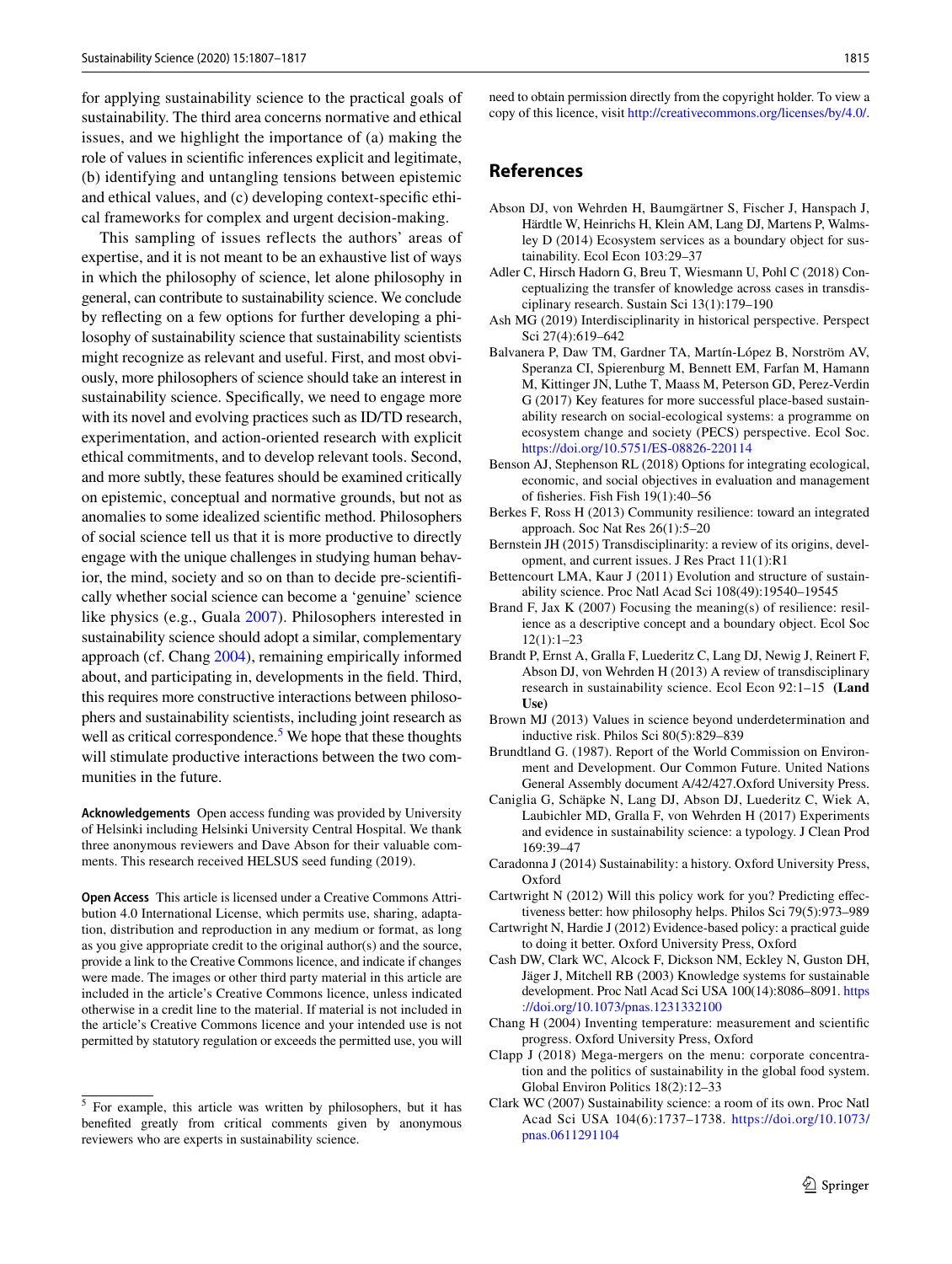for applying sustainability science to the practical goals of sustainability. The third area concerns normative and ethical issues, and we highlight the importance of (a) making the role of values in scientific inferences explicit and legitimate, (b) identifying and untangling tensions between epistemic and ethical values, and (c) developing context-specific ethical frameworks for complex and urgent decision-making.

This sampling of issues reflects the authors' areas of expertise, and it is not meant to be an exhaustive list of ways in which the philosophy of science, let alone philosophy in general, can contribute to sustainability science. We conclude by reflecting on a few options for further developing a philosophy of sustainability science that sustainability scientists might recognize as relevant and useful. First, and most obviously, more philosophers of science should take an interest in sustainability science. Specifically, we need to engage more with its novel and evolving practices such as ID/TD research, experimentation, and action-oriented research with explicit ethical commitments, and to develop relevant tools. Second, and more subtly, these features should be examined critically on epistemic, conceptual and normative grounds, but not as anomalies to some idealized scientific method. Philosophers of social science tell us that it is more productive to directly engage with the unique challenges in studying human behavior, the mind, society and so on than to decide pre-scientifically whether social science can become a 'genuine' science like physics (e.g., Guala 2007). Philosophers interested in sustainability science should adopt a similar, complementary approach (cf. Chang 2004), remaining empirically informed about, and participating in, developments in the field. Third, this requires more constructive interactions between philosophers and sustainability scientists, including joint research as well as critical correspondence.[5] We hope that these thoughts will stimulate productive interactions between the two communities in the future.

**Acknowledgements** Open access funding was provided by University of Helsinki including Helsinki University Central Hospital. We thank three anonymous reviewers and Dave Abson for their valuable comments. This research received HELSUS seed funding (2019).

**Open Access** This article is licensed under a Creative Commons Attribution 4.0 International License, which permits use, sharing, adaptation, distribution and reproduction in any medium or format, as long as you give appropriate credit to the original author(s) and the source, provide a link to the Creative Commons licence, and indicate if changes were made. The images or other third party material in this article are included in the article's Creative Commons licence, unless indicated otherwise in a credit line to the material. If material is not included in the article's Creative Commons licence and your intended use is not permitted by statutory regulation or exceeds the permitted use, you will need to obtain permission directly from the copyright holder. To view a copy of this licence, visit http://creativecommons.org/licenses/by/4.0/.

[5] For example, this article was written by philosophers, but it has benefited greatly from critical comments given by anonymous reviewers who are experts in sustainability science.

## References

Abson DJ, von Wehrden H, Baumgärtner S, Fischer J, Hanspach J, Härdtle W, Heinrichs H, Klein AM, Lang DJ, Martens P, Walmsley D (2014) Ecosystem services as a boundary object for sustainability. Ecol Econ 103:29–37

Adler C, Hirsch Hadorn G, Breu T, Wiesmann U, Pohl C (2018) Conceptualizing the transfer of knowledge across cases in transdisciplinary research. Sustain Sci 13(1):179–190

Ash MG (2019) Interdisciplinarity in historical perspective. Perspect Sci 27(4):619–642

Balvanera P, Daw TM, Gardner TA, Martín-López B, Norström AV, Speranza CI, Spierenburg M, Bennett EM, Farfan M, Hamann M, Kittinger JN, Luthe T, Maass M, Peterson GD, Perez-Verdin G (2017) Key features for more successful place-based sustainability research on social-ecological systems: a programme on ecosystem change and society (PECS) perspective. Ecol Soc. https://doi.org/10.5751/ES-08826-220114

Benson AJ, Stephenson RL (2018) Options for integrating ecological, economic, and social objectives in evaluation and management of fisheries. Fish Fish 19(1):40–56

Berkes F, Ross H (2013) Community resilience: toward an integrated approach. Soc Nat Res 26(1):5–20

Bernstein JH (2015) Transdisciplinarity: a review of its origins, development, and current issues. J Res Pract 11(1):R1

Bettencourt LMA, Kaur J (2011) Evolution and structure of sustainability science. Proc Natl Acad Sci 108(49):19540–19545

Brand F, Jax K (2007) Focusing the meaning(s) of resilience: resilience as a descriptive concept and a boundary object. Ecol Soc 12(1):1–23

Brandt P, Ernst A, Gralla F, Luederitz C, Lang DJ, Newig J, Reinert F, Abson DJ, von Wehrden H (2013) A review of transdisciplinary research in sustainability science. Ecol Econ 92:1–15 **(Land Use)**

Brown MJ (2013) Values in science beyond underdetermination and inductive risk. Philos Sci 80(5):829–839

Brundtland G. (1987). Report of the World Commission on Environment and Development. Our Common Future. United Nations General Assembly document A/42/427.Oxford University Press.

Caniglia G, Schäpke N, Lang DJ, Abson DJ, Luederitz C, Wiek A, Laubichler MD, Gralla F, von Wehrden H (2017) Experiments and evidence in sustainability science: a typology. J Clean Prod 169:39–47

Caradonna J (2014) Sustainability: a history. Oxford University Press, Oxford

Cartwright N (2012) Will this policy work for you? Predicting effectiveness better: how philosophy helps. Philos Sci 79(5):973–989

Cartwright N, Hardie J (2012) Evidence-based policy: a practical guide to doing it better. Oxford University Press, Oxford

Cash DW, Clark WC, Alcock F, Dickson NM, Eckley N, Guston DH, Jäger J, Mitchell RB (2003) Knowledge systems for sustainable development. Proc Natl Acad Sci USA 100(14):8086–8091. https://doi.org/10.1073/pnas.1231332100

Chang H (2004) Inventing temperature: measurement and scientific progress. Oxford University Press, Oxford

Clapp J (2018) Mega-mergers on the menu: corporate concentration and the politics of sustainability in the global food system. Global Environ Politics 18(2):12–33

Clark WC (2007) Sustainability science: a room of its own. Proc Natl Acad Sci USA 104(6):1737–1738. https://doi.org/10.1073/pnas.0611291104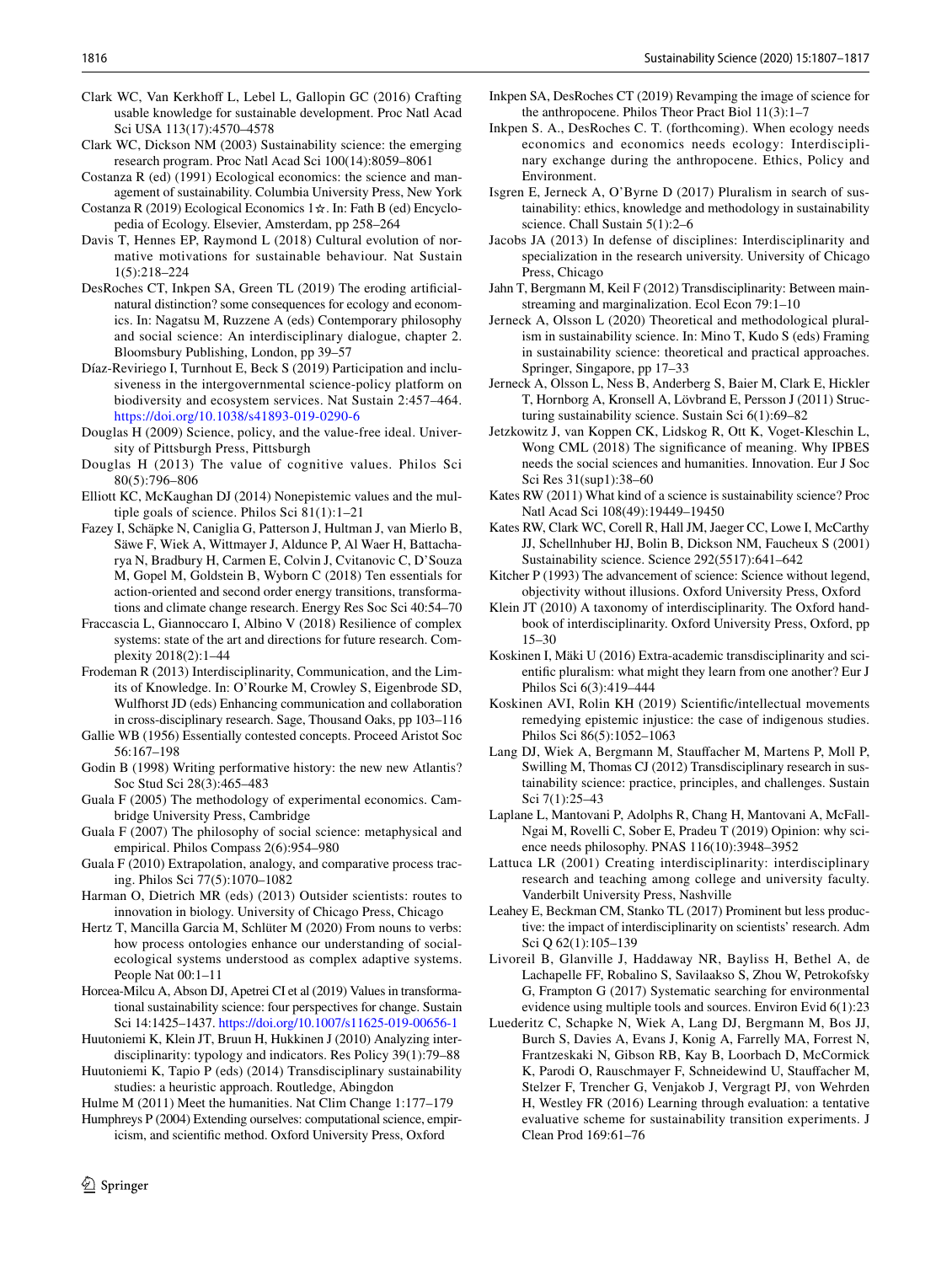Clark WC, Van Kerkhoff L, Lebel L, Gallopin GC (2016) Crafting usable knowledge for sustainable development. Proc Natl Acad Sci USA 113(17):4570–4578

Clark WC, Dickson NM (2003) Sustainability science: the emerging research program. Proc Natl Acad Sci 100(14):8059–8061

Costanza R (ed) (1991) Ecological economics: the science and management of sustainability. Columbia University Press, New York

Costanza R (2019) Ecological Economics 1☆. In: Fath B (ed) Encyclopedia of Ecology. Elsevier, Amsterdam, pp 258–264

Davis T, Hennes EP, Raymond L (2018) Cultural evolution of normative motivations for sustainable behaviour. Nat Sustain 1(5):218–224

DesRoches CT, Inkpen SA, Green TL (2019) The eroding artificial-natural distinction? some consequences for ecology and economics. In: Nagatsu M, Ruzzene A (eds) Contemporary philosophy and social science: An interdisciplinary dialogue, chapter 2. Bloomsbury Publishing, London, pp 39–57

Díaz-Reviriego I, Turnhout E, Beck S (2019) Participation and inclusiveness in the intergovernmental science-policy platform on biodiversity and ecosystem services. Nat Sustain 2:457–464. https://doi.org/10.1038/s41893-019-0290-6

Douglas H (2009) Science, policy, and the value-free ideal. University of Pittsburgh Press, Pittsburgh

Douglas H (2013) The value of cognitive values. Philos Sci 80(5):796–806

Elliott KC, McKaughan DJ (2014) Nonepistemic values and the multiple goals of science. Philos Sci 81(1):1–21

Fazey I, Schäpke N, Caniglia G, Patterson J, Hultman J, van Mierlo B, Säwe F, Wiek A, Wittmayer J, Aldunce P, Al Waer H, Battacharya N, Bradbury H, Carmen E, Colvin J, Cvitanovic C, D'Souza M, Gopel M, Goldstein B, Wyborn C (2018) Ten essentials for action-oriented and second order energy transitions, transformations and climate change research. Energy Res Soc Sci 40:54–70

Fraccascia L, Giannoccaro I, Albino V (2018) Resilience of complex systems: state of the art and directions for future research. Complexity 2018(2):1–44

Frodeman R (2013) Interdisciplinarity, Communication, and the Limits of Knowledge. In: O'Rourke M, Crowley S, Eigenbrode SD, Wulfhorst JD (eds) Enhancing communication and collaboration in cross-disciplinary research. Sage, Thousand Oaks, pp 103–116

Gallie WB (1956) Essentially contested concepts. Proceed Aristot Soc 56:167–198

Godin B (1998) Writing performative history: the new new Atlantis? Soc Stud Sci 28(3):465–483

Guala F (2005) The methodology of experimental economics. Cambridge University Press, Cambridge

Guala F (2007) The philosophy of social science: metaphysical and empirical. Philos Compass 2(6):954–980

Guala F (2010) Extrapolation, analogy, and comparative process tracing. Philos Sci 77(5):1070–1082

Harman O, Dietrich MR (eds) (2013) Outsider scientists: routes to innovation in biology. University of Chicago Press, Chicago

Hertz T, Mancilla Garcia M, Schlüter M (2020) From nouns to verbs: how process ontologies enhance our understanding of social-ecological systems understood as complex adaptive systems. People Nat 00:1–11

Horcea-Milcu A, Abson DJ, Apetrei CI et al (2019) Values in transformational sustainability science: four perspectives for change. Sustain Sci 14:1425–1437. https://doi.org/10.1007/s11625-019-00656-1

Huutoniemi K, Klein JT, Bruun H, Hukkinen J (2010) Analyzing interdisciplinarity: typology and indicators. Res Policy 39(1):79–88

Huutoniemi K, Tapio P (eds) (2014) Transdisciplinary sustainability studies: a heuristic approach. Routledge, Abingdon

Hulme M (2011) Meet the humanities. Nat Clim Change 1:177–179

Humphreys P (2004) Extending ourselves: computational science, empiricism, and scientific method. Oxford University Press, Oxford

Inkpen SA, DesRoches CT (2019) Revamping the image of science for the anthropocene. Philos Theor Pract Biol 11(3):1–7

Inkpen S. A., DesRoches C. T. (forthcoming). When ecology needs economics and economics needs ecology: Interdisciplinary exchange during the anthropocene. Ethics, Policy and Environment.

Isgren E, Jerneck A, O'Byrne D (2017) Pluralism in search of sustainability: ethics, knowledge and methodology in sustainability science. Chall Sustain 5(1):2–6

Jacobs JA (2013) In defense of disciplines: Interdisciplinarity and specialization in the research university. University of Chicago Press, Chicago

Jahn T, Bergmann M, Keil F (2012) Transdisciplinarity: Between mainstreaming and marginalization. Ecol Econ 79:1–10

Jerneck A, Olsson L (2020) Theoretical and methodological pluralism in sustainability science. In: Mino T, Kudo S (eds) Framing in sustainability science: theoretical and practical approaches. Springer, Singapore, pp 17–33

Jerneck A, Olsson L, Ness B, Anderberg S, Baier M, Clark E, Hickler T, Hornborg A, Kronsell A, Lövbrand E, Persson J (2011) Structuring sustainability science. Sustain Sci 6(1):69–82

Jetzkowitz J, van Koppen CK, Lidskog R, Ott K, Voget-Kleschin L, Wong CML (2018) The significance of meaning. Why IPBES needs the social sciences and humanities. Innovation. Eur J Soc Sci Res 31(sup1):38–60

Kates RW (2011) What kind of a science is sustainability science? Proc Natl Acad Sci 108(49):19449–19450

Kates RW, Clark WC, Corell R, Hall JM, Jaeger CC, Lowe I, McCarthy JJ, Schellnhuber HJ, Bolin B, Dickson NM, Faucheux S (2001) Sustainability science. Science 292(5517):641–642

Kitcher P (1993) The advancement of science: Science without legend, objectivity without illusions. Oxford University Press, Oxford

Klein JT (2010) A taxonomy of interdisciplinarity. The Oxford handbook of interdisciplinarity. Oxford University Press, Oxford, pp 15–30

Koskinen I, Mäki U (2016) Extra-academic transdisciplinarity and scientific pluralism: what might they learn from one another? Eur J Philos Sci 6(3):419–444

Koskinen AVI, Rolin KH (2019) Scientific/intellectual movements remedying epistemic injustice: the case of indigenous studies. Philos Sci 86(5):1052–1063

Lang DJ, Wiek A, Bergmann M, Stauffacher M, Martens P, Moll P, Swilling M, Thomas CJ (2012) Transdisciplinary research in sustainability science: practice, principles, and challenges. Sustain Sci 7(1):25–43

Laplane L, Mantovani P, Adolphs R, Chang H, Mantovani A, McFall-Ngai M, Rovelli C, Sober E, Pradeu T (2019) Opinion: why science needs philosophy. PNAS 116(10):3948–3952

Lattuca LR (2001) Creating interdisciplinarity: interdisciplinary research and teaching among college and university faculty. Vanderbilt University Press, Nashville

Leahey E, Beckman CM, Stanko TL (2017) Prominent but less productive: the impact of interdisciplinarity on scientists' research. Adm Sci Q 62(1):105–139

Livoreil B, Glanville J, Haddaway NR, Bayliss H, Bethel A, de Lachapelle FF, Robalino S, Savilaakso S, Zhou W, Petrokofsky G, Frampton G (2017) Systematic searching for environmental evidence using multiple tools and sources. Environ Evid 6(1):23

Luederitz C, Schapke N, Wiek A, Lang DJ, Bergmann M, Bos JJ, Burch S, Davies A, Evans J, Konig A, Farrelly MA, Forrest N, Frantzeskaki N, Gibson RB, Kay B, Loorbach D, McCormick K, Parodi O, Rauschmayer F, Schneidewind U, Stauffacher M, Stelzer F, Trencher G, Venjakob J, Vergragt PJ, von Wehrden H, Westley FR (2016) Learning through evaluation: a tentative evaluative scheme for sustainability transition experiments. J Clean Prod 169:61–76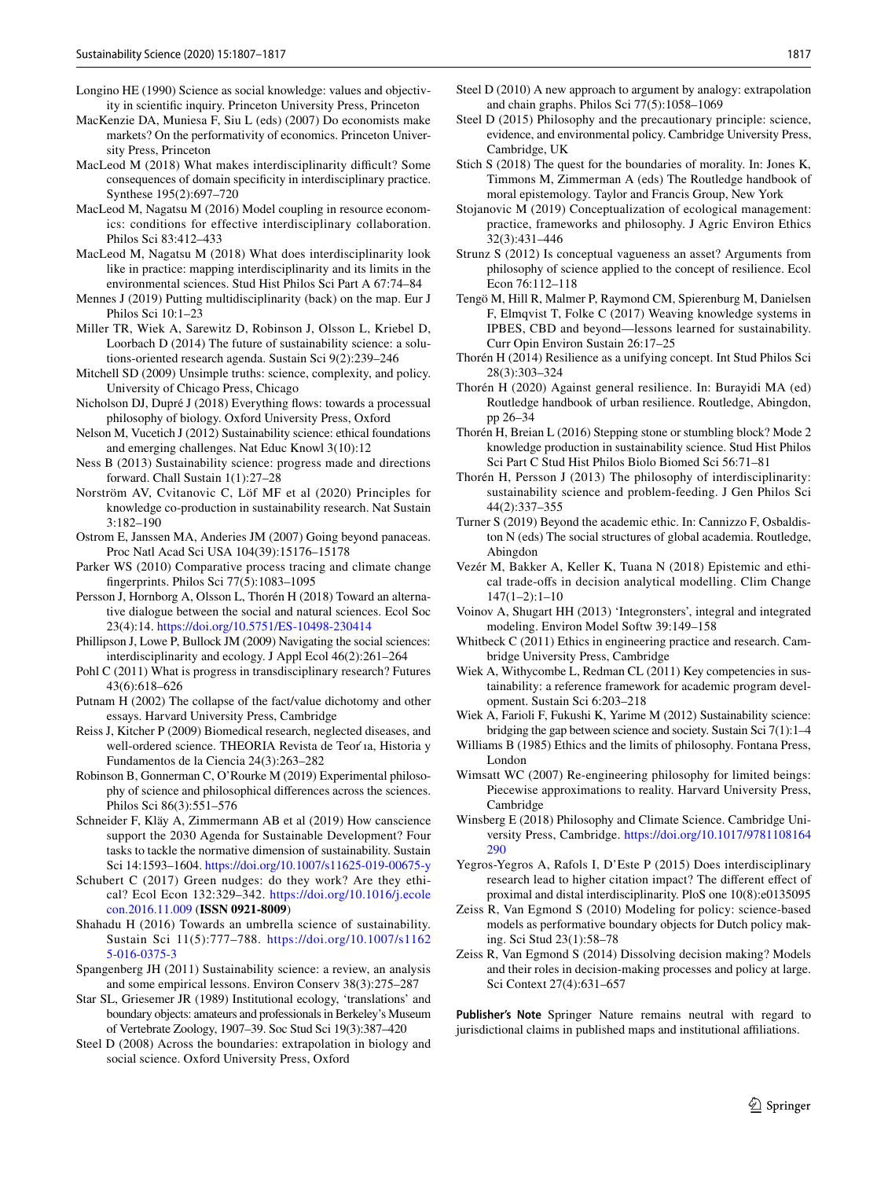Longino HE (1990) Science as social knowledge: values and objectivity in scientific inquiry. Princeton University Press, Princeton

MacKenzie DA, Muniesa F, Siu L (eds) (2007) Do economists make markets? On the performativity of economics. Princeton University Press, Princeton

MacLeod M (2018) What makes interdisciplinarity difficult? Some consequences of domain specificity in interdisciplinary practice. Synthese 195(2):697–720

MacLeod M, Nagatsu M (2016) Model coupling in resource economics: conditions for effective interdisciplinary collaboration. Philos Sci 83:412–433

MacLeod M, Nagatsu M (2018) What does interdisciplinarity look like in practice: mapping interdisciplinarity and its limits in the environmental sciences. Stud Hist Philos Sci Part A 67:74–84

Mennes J (2019) Putting multidisciplinarity (back) on the map. Eur J Philos Sci 10:1–23

Miller TR, Wiek A, Sarewitz D, Robinson J, Olsson L, Kriebel D, Loorbach D (2014) The future of sustainability science: a solutions-oriented research agenda. Sustain Sci 9(2):239–246

Mitchell SD (2009) Unsimple truths: science, complexity, and policy. University of Chicago Press, Chicago

Nicholson DJ, Dupré J (2018) Everything flows: towards a processual philosophy of biology. Oxford University Press, Oxford

Nelson M, Vucetich J (2012) Sustainability science: ethical foundations and emerging challenges. Nat Educ Knowl 3(10):12

Ness B (2013) Sustainability science: progress made and directions forward. Chall Sustain 1(1):27–28

Norström AV, Cvitanovic C, Löf MF et al (2020) Principles for knowledge co-production in sustainability research. Nat Sustain 3:182–190

Ostrom E, Janssen MA, Anderies JM (2007) Going beyond panaceas. Proc Natl Acad Sci USA 104(39):15176–15178

Parker WS (2010) Comparative process tracing and climate change fingerprints. Philos Sci 77(5):1083–1095

Persson J, Hornborg A, Olsson L, Thorén H (2018) Toward an alternative dialogue between the social and natural sciences. Ecol Soc 23(4):14. https://doi.org/10.5751/ES-10498-230414

Phillipson J, Lowe P, Bullock JM (2009) Navigating the social sciences: interdisciplinarity and ecology. J Appl Ecol 46(2):261–264

Pohl C (2011) What is progress in transdisciplinary research? Futures 43(6):618–626

Putnam H (2002) The collapse of the fact/value dichotomy and other essays. Harvard University Press, Cambridge

Reiss J, Kitcher P (2009) Biomedical research, neglected diseases, and well-ordered science. THEORIA Revista de Teoŕıa, Historia y Fundamentos de la Ciencia 24(3):263–282

Robinson B, Gonnerman C, O'Rourke M (2019) Experimental philosophy of science and philosophical differences across the sciences. Philos Sci 86(3):551–576

Schneider F, Kläy A, Zimmermann AB et al (2019) How canscience support the 2030 Agenda for Sustainable Development? Four tasks to tackle the normative dimension of sustainability. Sustain Sci 14:1593–1604. https://doi.org/10.1007/s11625-019-00675-y

Schubert C (2017) Green nudges: do they work? Are they ethical? Ecol Econ 132:329–342. https://doi.org/10.1016/j.ecolecon.2016.11.009 (**ISSN 0921-8009**)

Shahadu H (2016) Towards an umbrella science of sustainability. Sustain Sci 11(5):777–788. https://doi.org/10.1007/s11625-016-0375-3

Spangenberg JH (2011) Sustainability science: a review, an analysis and some empirical lessons. Environ Conserv 38(3):275–287

Star SL, Griesemer JR (1989) Institutional ecology, 'translations' and boundary objects: amateurs and professionals in Berkeley's Museum of Vertebrate Zoology, 1907–39. Soc Stud Sci 19(3):387–420

Steel D (2008) Across the boundaries: extrapolation in biology and social science. Oxford University Press, Oxford

Steel D (2010) A new approach to argument by analogy: extrapolation and chain graphs. Philos Sci 77(5):1058–1069

Steel D (2015) Philosophy and the precautionary principle: science, evidence, and environmental policy. Cambridge University Press, Cambridge, UK

Stich S (2018) The quest for the boundaries of morality. In: Jones K, Timmons M, Zimmerman A (eds) The Routledge handbook of moral epistemology. Taylor and Francis Group, New York

Stojanovic M (2019) Conceptualization of ecological management: practice, frameworks and philosophy. J Agric Environ Ethics 32(3):431–446

Strunz S (2012) Is conceptual vagueness an asset? Arguments from philosophy of science applied to the concept of resilience. Ecol Econ 76:112–118

Tengö M, Hill R, Malmer P, Raymond CM, Spierenburg M, Danielsen F, Elmqvist T, Folke C (2017) Weaving knowledge systems in IPBES, CBD and beyond—lessons learned for sustainability. Curr Opin Environ Sustain 26:17–25

Thorén H (2014) Resilience as a unifying concept. Int Stud Philos Sci 28(3):303–324

Thorén H (2020) Against general resilience. In: Burayidi MA (ed) Routledge handbook of urban resilience. Routledge, Abingdon, pp 26–34

Thorén H, Breian L (2016) Stepping stone or stumbling block? Mode 2 knowledge production in sustainability science. Stud Hist Philos Sci Part C Stud Hist Philos Biolo Biomed Sci 56:71–81

Thorén H, Persson J (2013) The philosophy of interdisciplinarity: sustainability science and problem-feeding. J Gen Philos Sci 44(2):337–355

Turner S (2019) Beyond the academic ethic. In: Cannizzo F, Osbaldiston N (eds) The social structures of global academia. Routledge, Abingdon

Vezér M, Bakker A, Keller K, Tuana N (2018) Epistemic and ethical trade-offs in decision analytical modelling. Clim Change 147(1–2):1–10

Voinov A, Shugart HH (2013) 'Integronsters', integral and integrated modeling. Environ Model Softw 39:149–158

Whitbeck C (2011) Ethics in engineering practice and research. Cambridge University Press, Cambridge

Wiek A, Withycombe L, Redman CL (2011) Key competencies in sustainability: a reference framework for academic program development. Sustain Sci 6:203–218

Wiek A, Farioli F, Fukushi K, Yarime M (2012) Sustainability science: bridging the gap between science and society. Sustain Sci 7(1):1–4

Williams B (1985) Ethics and the limits of philosophy. Fontana Press, London

Wimsatt WC (2007) Re-engineering philosophy for limited beings: Piecewise approximations to reality. Harvard University Press, Cambridge

Winsberg E (2018) Philosophy and Climate Science. Cambridge University Press, Cambridge. https://doi.org/10.1017/9781108164290

Yegros-Yegros A, Rafols I, D'Este P (2015) Does interdisciplinary research lead to higher citation impact? The different effect of proximal and distal interdisciplinarity. PloS one 10(8):e0135095

Zeiss R, Van Egmond S (2010) Modeling for policy: science-based models as performative boundary objects for Dutch policy making. Sci Stud 23(1):58–78

Zeiss R, Van Egmond S (2014) Dissolving decision making? Models and their roles in decision-making processes and policy at large. Sci Context 27(4):631–657

**Publisher's Note** Springer Nature remains neutral with regard to jurisdictional claims in published maps and institutional affiliations.